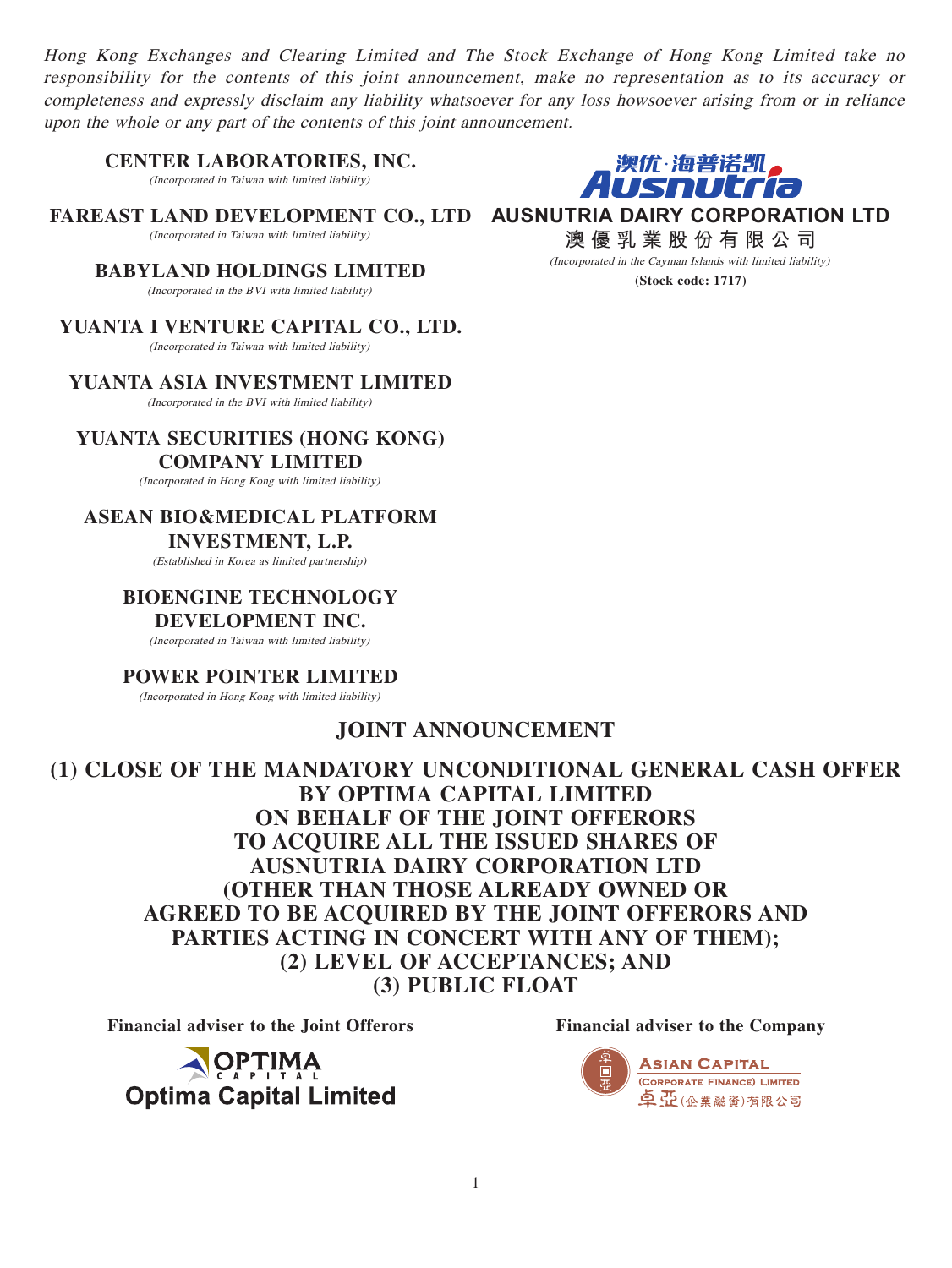*Hong Kong Exchanges and Clearing Limited and The Stock Exchange of Hong Kong Limited take no responsibility for the contents of this joint announcement, make no representation as to its accuracy or completeness and expressly disclaim any liability whatsoever for any loss howsoever arising from or in reliance upon the whole or any part of the contents of this joint announcement.*

**CENTER LABORATORIES, INC.**
*(Incorporated in Taiwan with limited liability)*

**FAREAST LAND DEVELOPMENT CO., LTD**
*(Incorporated in Taiwan with limited liability)*

**BABYLAND HOLDINGS LIMITED**
*(Incorporated in the BVI with limited liability)*

**YUANTA I VENTURE CAPITAL CO., LTD.**
*(Incorporated in Taiwan with limited liability)*

**YUANTA ASIA INVESTMENT LIMITED**
*(Incorporated in the BVI with limited liability)*

**YUANTA SECURITIES (HONG KONG) COMPANY LIMITED**
*(Incorporated in Hong Kong with limited liability)*

**ASEAN BIO&MEDICAL PLATFORM INVESTMENT, L.P.**
*(Established in Korea as limited partnership)*

**BIOENGINE TECHNOLOGY DEVELOPMENT INC.**
*(Incorporated in Taiwan with limited liability)*

**POWER POINTER LIMITED**
*(Incorporated in Hong Kong with limited liability)*

澳优·海普诺凯 Ausnutria

**AUSNUTRIA DAIRY CORPORATION LTD**
**澳優乳業股份有限公司**
*(Incorporated in the Cayman Islands with limited liability)*
**(Stock code: 1717)**

# JOINT ANNOUNCEMENT

# (1) CLOSE OF THE MANDATORY UNCONDITIONAL GENERAL CASH OFFER BY OPTIMA CAPITAL LIMITED ON BEHALF OF THE JOINT OFFERORS TO ACQUIRE ALL THE ISSUED SHARES OF AUSNUTRIA DAIRY CORPORATION LTD (OTHER THAN THOSE ALREADY OWNED OR AGREED TO BE ACQUIRED BY THE JOINT OFFERORS AND PARTIES ACTING IN CONCERT WITH ANY OF THEM); (2) LEVEL OF ACCEPTANCES; AND (3) PUBLIC FLOAT

**Financial adviser to the Joint Offerors**

OPTIMA CAPITAL
Optima Capital Limited

**Financial adviser to the Company**

ASIAN CAPITAL
(CORPORATE FINANCE) LIMITED
卓亞(企業融資)有限公司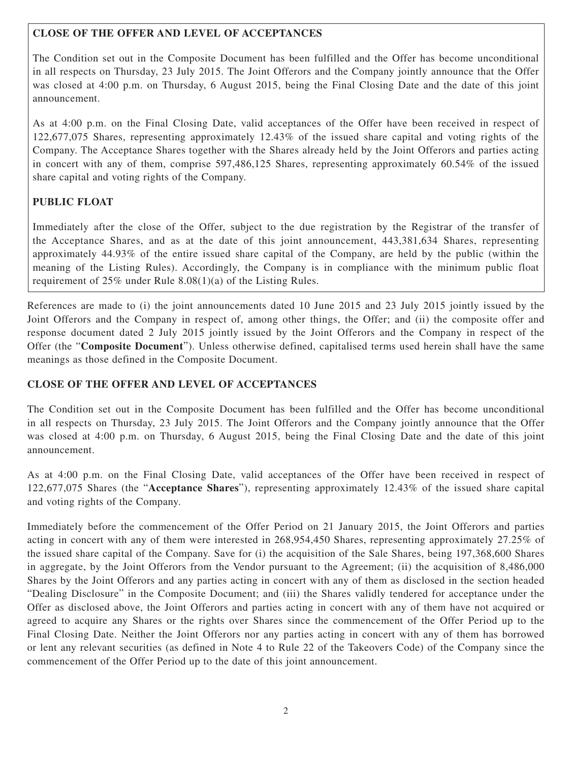**CLOSE OF THE OFFER AND LEVEL OF ACCEPTANCES**

The Condition set out in the Composite Document has been fulfilled and the Offer has become unconditional in all respects on Thursday, 23 July 2015. The Joint Offerors and the Company jointly announce that the Offer was closed at 4:00 p.m. on Thursday, 6 August 2015, being the Final Closing Date and the date of this joint announcement.

As at 4:00 p.m. on the Final Closing Date, valid acceptances of the Offer have been received in respect of 122,677,075 Shares, representing approximately 12.43% of the issued share capital and voting rights of the Company. The Acceptance Shares together with the Shares already held by the Joint Offerors and parties acting in concert with any of them, comprise 597,486,125 Shares, representing approximately 60.54% of the issued share capital and voting rights of the Company.

**PUBLIC FLOAT**

Immediately after the close of the Offer, subject to the due registration by the Registrar of the transfer of the Acceptance Shares, and as at the date of this joint announcement, 443,381,634 Shares, representing approximately 44.93% of the entire issued share capital of the Company, are held by the public (within the meaning of the Listing Rules). Accordingly, the Company is in compliance with the minimum public float requirement of 25% under Rule 8.08(1)(a) of the Listing Rules.

References are made to (i) the joint announcements dated 10 June 2015 and 23 July 2015 jointly issued by the Joint Offerors and the Company in respect of, among other things, the Offer; and (ii) the composite offer and response document dated 2 July 2015 jointly issued by the Joint Offerors and the Company in respect of the Offer (the "**Composite Document**"). Unless otherwise defined, capitalised terms used herein shall have the same meanings as those defined in the Composite Document.

## CLOSE OF THE OFFER AND LEVEL OF ACCEPTANCES

The Condition set out in the Composite Document has been fulfilled and the Offer has become unconditional in all respects on Thursday, 23 July 2015. The Joint Offerors and the Company jointly announce that the Offer was closed at 4:00 p.m. on Thursday, 6 August 2015, being the Final Closing Date and the date of this joint announcement.

As at 4:00 p.m. on the Final Closing Date, valid acceptances of the Offer have been received in respect of 122,677,075 Shares (the "**Acceptance Shares**"), representing approximately 12.43% of the issued share capital and voting rights of the Company.

Immediately before the commencement of the Offer Period on 21 January 2015, the Joint Offerors and parties acting in concert with any of them were interested in 268,954,450 Shares, representing approximately 27.25% of the issued share capital of the Company. Save for (i) the acquisition of the Sale Shares, being 197,368,600 Shares in aggregate, by the Joint Offerors from the Vendor pursuant to the Agreement; (ii) the acquisition of 8,486,000 Shares by the Joint Offerors and any parties acting in concert with any of them as disclosed in the section headed "Dealing Disclosure" in the Composite Document; and (iii) the Shares validly tendered for acceptance under the Offer as disclosed above, the Joint Offerors and parties acting in concert with any of them have not acquired or agreed to acquire any Shares or the rights over Shares since the commencement of the Offer Period up to the Final Closing Date. Neither the Joint Offerors nor any parties acting in concert with any of them has borrowed or lent any relevant securities (as defined in Note 4 to Rule 22 of the Takeovers Code) of the Company since the commencement of the Offer Period up to the date of this joint announcement.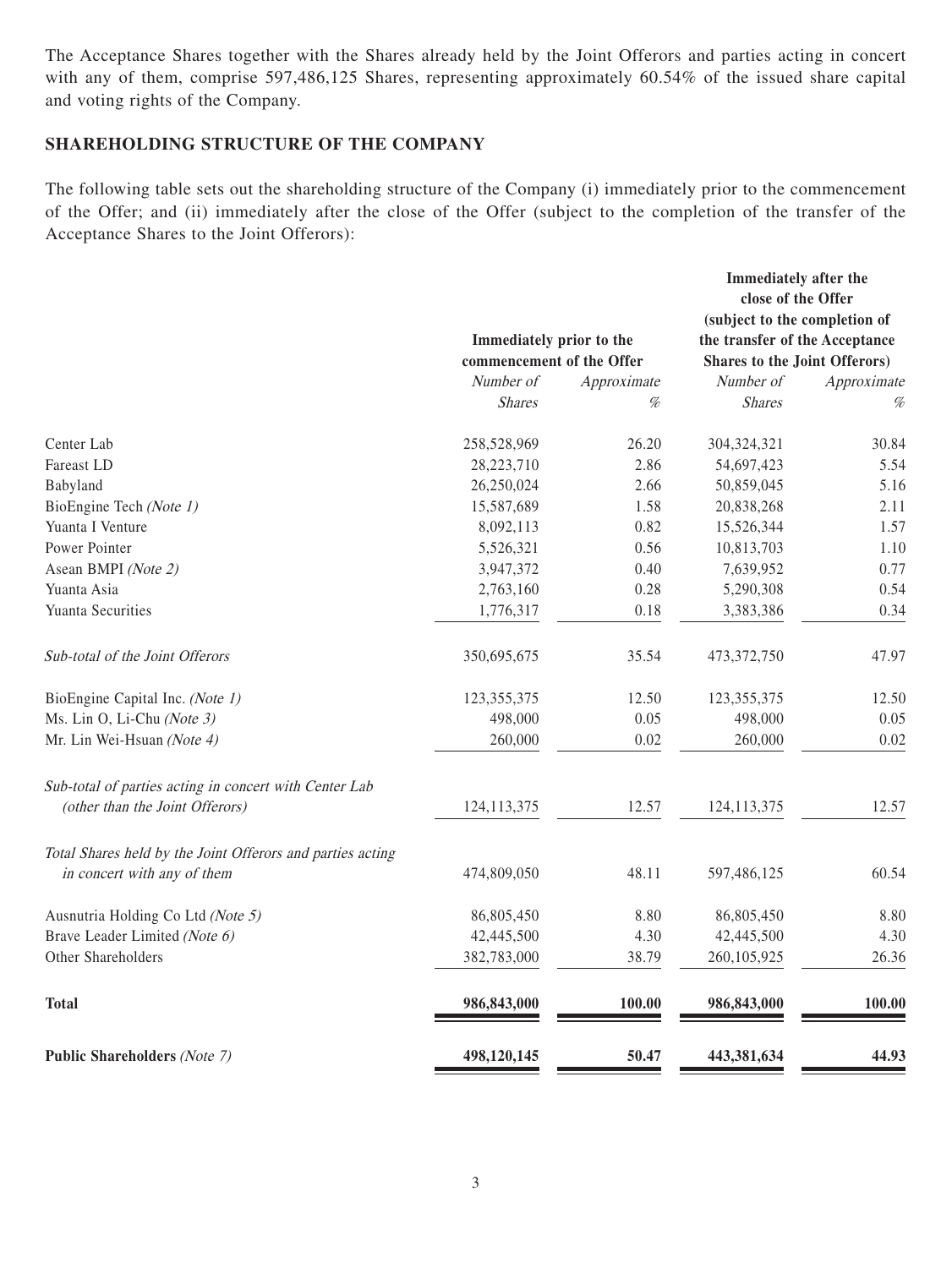The Acceptance Shares together with the Shares already held by the Joint Offerors and parties acting in concert with any of them, comprise 597,486,125 Shares, representing approximately 60.54% of the issued share capital and voting rights of the Company.

## SHAREHOLDING STRUCTURE OF THE COMPANY

The following table sets out the shareholding structure of the Company (i) immediately prior to the commencement of the Offer; and (ii) immediately after the close of the Offer (subject to the completion of the transfer of the Acceptance Shares to the Joint Offerors):

| | **Immediately prior to the commencement of the Offer** | | **Immediately after the close of the Offer (subject to the completion of the transfer of the Acceptance Shares to the Joint Offerors)** | |
|---|---|---|---|---|
| | *Number of Shares* | *Approximate %* | *Number of Shares* | *Approximate %* |
| Center Lab | 258,528,969 | 26.20 | 304,324,321 | 30.84 |
| Fareast LD | 28,223,710 | 2.86 | 54,697,423 | 5.54 |
| Babyland | 26,250,024 | 2.66 | 50,859,045 | 5.16 |
| BioEngine Tech *(Note 1)* | 15,587,689 | 1.58 | 20,838,268 | 2.11 |
| Yuanta I Venture | 8,092,113 | 0.82 | 15,526,344 | 1.57 |
| Power Pointer | 5,526,321 | 0.56 | 10,813,703 | 1.10 |
| Asean BMPI *(Note 2)* | 3,947,372 | 0.40 | 7,639,952 | 0.77 |
| Yuanta Asia | 2,763,160 | 0.28 | 5,290,308 | 0.54 |
| Yuanta Securities | 1,776,317 | 0.18 | 3,383,386 | 0.34 |
| *Sub-total of the Joint Offerors* | 350,695,675 | 35.54 | 473,372,750 | 47.97 |
| BioEngine Capital Inc. *(Note 1)* | 123,355,375 | 12.50 | 123,355,375 | 12.50 |
| Ms. Lin O, Li-Chu *(Note 3)* | 498,000 | 0.05 | 498,000 | 0.05 |
| Mr. Lin Wei-Hsuan *(Note 4)* | 260,000 | 0.02 | 260,000 | 0.02 |
| *Sub-total of parties acting in concert with Center Lab (other than the Joint Offerors)* | 124,113,375 | 12.57 | 124,113,375 | 12.57 |
| *Total Shares held by the Joint Offerors and parties acting in concert with any of them* | 474,809,050 | 48.11 | 597,486,125 | 60.54 |
| Ausnutria Holding Co Ltd *(Note 5)* | 86,805,450 | 8.80 | 86,805,450 | 8.80 |
| Brave Leader Limited *(Note 6)* | 42,445,500 | 4.30 | 42,445,500 | 4.30 |
| Other Shareholders | 382,783,000 | 38.79 | 260,105,925 | 26.36 |
| **Total** | **986,843,000** | **100.00** | **986,843,000** | **100.00** |
| **Public Shareholders** *(Note 7)* | **498,120,145** | **50.47** | **443,381,634** | **44.93** |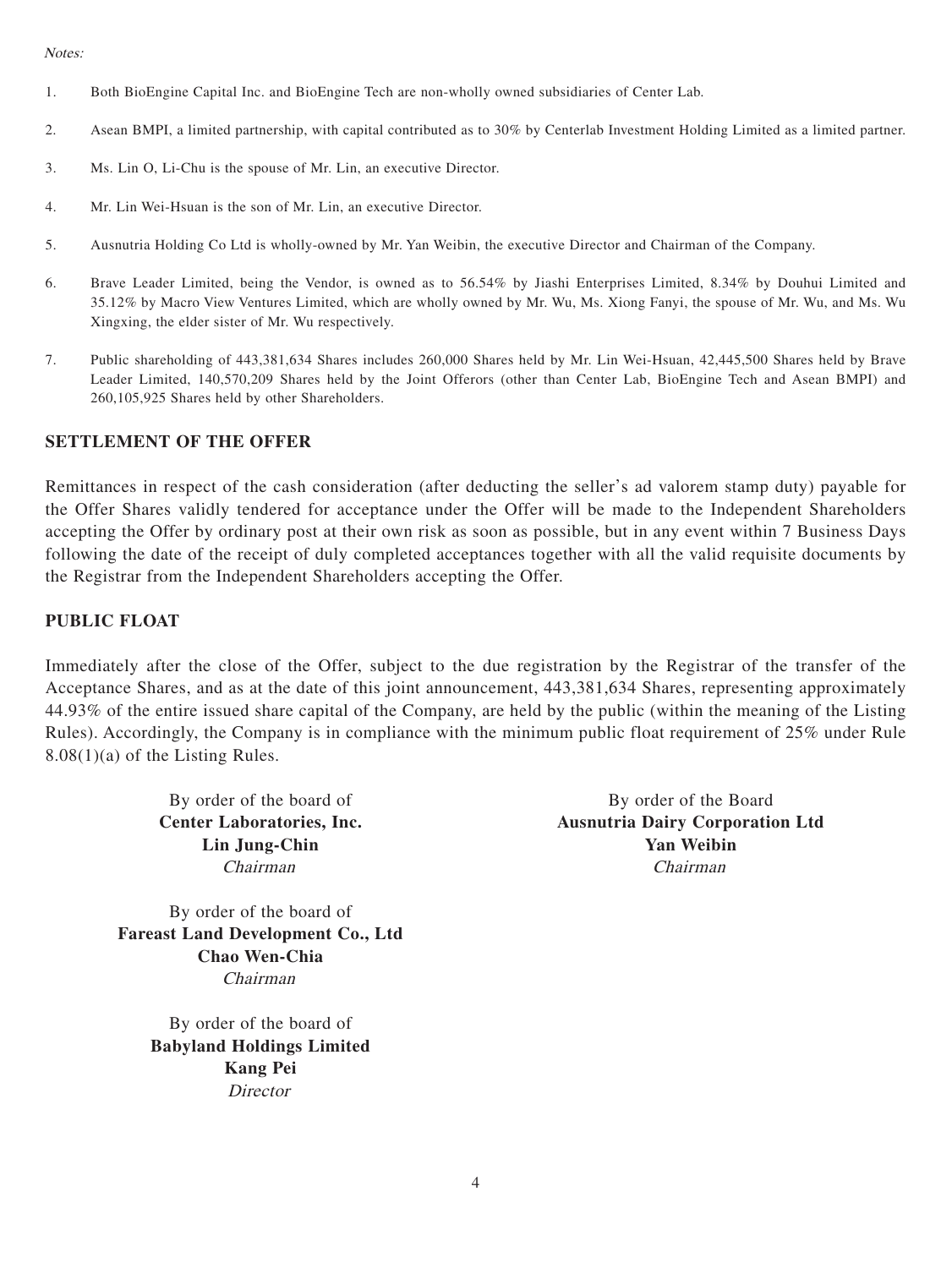*Notes:*

1. Both BioEngine Capital Inc. and BioEngine Tech are non-wholly owned subsidiaries of Center Lab.

2. Asean BMPI, a limited partnership, with capital contributed as to 30% by Centerlab Investment Holding Limited as a limited partner.

3. Ms. Lin O, Li-Chu is the spouse of Mr. Lin, an executive Director.

4. Mr. Lin Wei-Hsuan is the son of Mr. Lin, an executive Director.

5. Ausnutria Holding Co Ltd is wholly-owned by Mr. Yan Weibin, the executive Director and Chairman of the Company.

6. Brave Leader Limited, being the Vendor, is owned as to 56.54% by Jiashi Enterprises Limited, 8.34% by Douhui Limited and 35.12% by Macro View Ventures Limited, which are wholly owned by Mr. Wu, Ms. Xiong Fanyi, the spouse of Mr. Wu, and Ms. Wu Xingxing, the elder sister of Mr. Wu respectively.

7. Public shareholding of 443,381,634 Shares includes 260,000 Shares held by Mr. Lin Wei-Hsuan, 42,445,500 Shares held by Brave Leader Limited, 140,570,209 Shares held by the Joint Offerors (other than Center Lab, BioEngine Tech and Asean BMPI) and 260,105,925 Shares held by other Shareholders.

## SETTLEMENT OF THE OFFER

Remittances in respect of the cash consideration (after deducting the seller's ad valorem stamp duty) payable for the Offer Shares validly tendered for acceptance under the Offer will be made to the Independent Shareholders accepting the Offer by ordinary post at their own risk as soon as possible, but in any event within 7 Business Days following the date of the receipt of duly completed acceptances together with all the valid requisite documents by the Registrar from the Independent Shareholders accepting the Offer.

## PUBLIC FLOAT

Immediately after the close of the Offer, subject to the due registration by the Registrar of the transfer of the Acceptance Shares, and as at the date of this joint announcement, 443,381,634 Shares, representing approximately 44.93% of the entire issued share capital of the Company, are held by the public (within the meaning of the Listing Rules). Accordingly, the Company is in compliance with the minimum public float requirement of 25% under Rule 8.08(1)(a) of the Listing Rules.

By order of the board of
**Center Laboratories, Inc.**
**Lin Jung-Chin**
*Chairman*

By order of the Board
**Ausnutria Dairy Corporation Ltd**
**Yan Weibin**
*Chairman*

By order of the board of
**Fareast Land Development Co., Ltd**
**Chao Wen-Chia**
*Chairman*

By order of the board of
**Babyland Holdings Limited**
**Kang Pei**
*Director*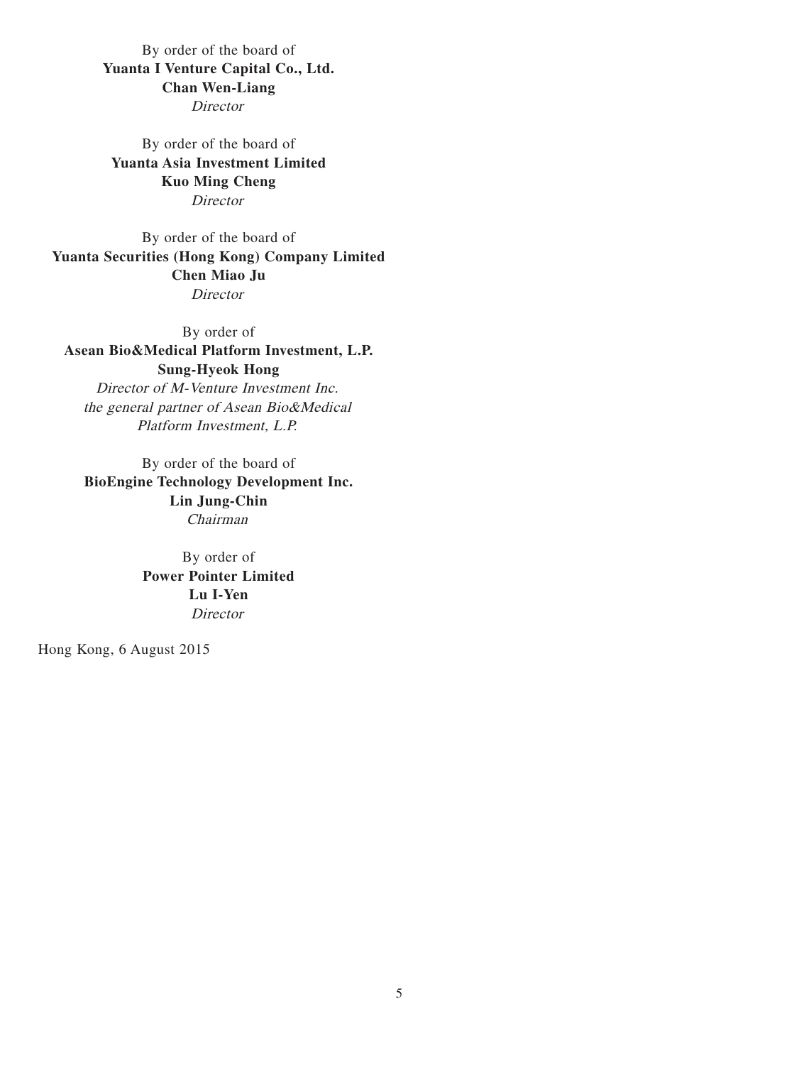By order of the board of
**Yuanta I Venture Capital Co., Ltd.**
**Chan Wen-Liang**
*Director*

By order of the board of
**Yuanta Asia Investment Limited**
**Kuo Ming Cheng**
*Director*

By order of the board of
**Yuanta Securities (Hong Kong) Company Limited**
**Chen Miao Ju**
*Director*

By order of
**Asean Bio&Medical Platform Investment, L.P.**
**Sung-Hyeok Hong**
*Director of M-Venture Investment Inc.*
*the general partner of Asean Bio&Medical*
*Platform Investment, L.P.*

By order of the board of
**BioEngine Technology Development Inc.**
**Lin Jung-Chin**
*Chairman*

By order of
**Power Pointer Limited**
**Lu I-Yen**
*Director*

Hong Kong, 6 August 2015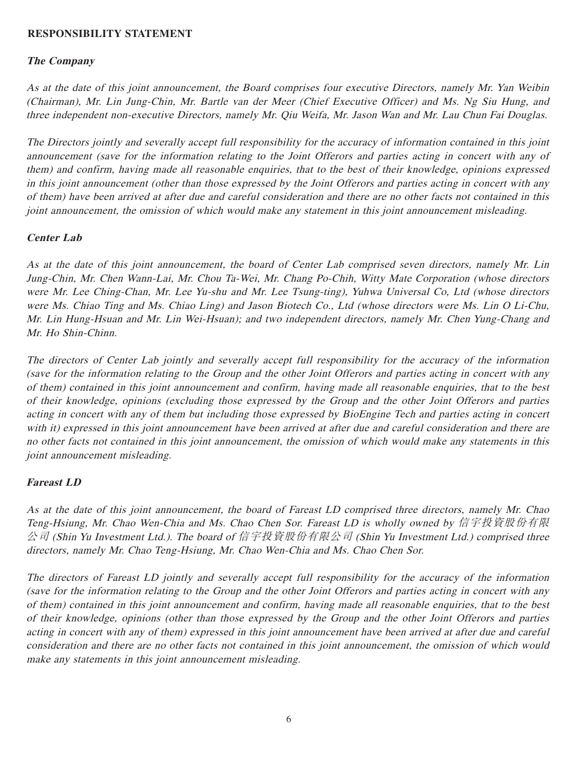## RESPONSIBILITY STATEMENT

### *The Company*

*As at the date of this joint announcement, the Board comprises four executive Directors, namely Mr. Yan Weibin (Chairman), Mr. Lin Jung-Chin, Mr. Bartle van der Meer (Chief Executive Officer) and Ms. Ng Siu Hung, and three independent non-executive Directors, namely Mr. Qiu Weifa, Mr. Jason Wan and Mr. Lau Chun Fai Douglas.*

*The Directors jointly and severally accept full responsibility for the accuracy of information contained in this joint announcement (save for the information relating to the Joint Offerors and parties acting in concert with any of them) and confirm, having made all reasonable enquiries, that to the best of their knowledge, opinions expressed in this joint announcement (other than those expressed by the Joint Offerors and parties acting in concert with any of them) have been arrived at after due and careful consideration and there are no other facts not contained in this joint announcement, the omission of which would make any statement in this joint announcement misleading.*

### *Center Lab*

*As at the date of this joint announcement, the board of Center Lab comprised seven directors, namely Mr. Lin Jung-Chin, Mr. Chen Wann-Lai, Mr. Chou Ta-Wei, Mr. Chang Po-Chih, Witty Mate Corporation (whose directors were Mr. Lee Ching-Chan, Mr. Lee Yu-shu and Mr. Lee Tsung-ting), Yuhwa Universal Co, Ltd (whose directors were Ms. Chiao Ting and Ms. Chiao Ling) and Jason Biotech Co., Ltd (whose directors were Ms. Lin O Li-Chu, Mr. Lin Hung-Hsuan and Mr. Lin Wei-Hsuan); and two independent directors, namely Mr. Chen Yung-Chang and Mr. Ho Shin-Chinn.*

*The directors of Center Lab jointly and severally accept full responsibility for the accuracy of the information (save for the information relating to the Group and the other Joint Offerors and parties acting in concert with any of them) contained in this joint announcement and confirm, having made all reasonable enquiries, that to the best of their knowledge, opinions (excluding those expressed by the Group and the other Joint Offerors and parties acting in concert with any of them but including those expressed by BioEngine Tech and parties acting in concert with it) expressed in this joint announcement have been arrived at after due and careful consideration and there are no other facts not contained in this joint announcement, the omission of which would make any statements in this joint announcement misleading.*

### *Fareast LD*

*As at the date of this joint announcement, the board of Fareast LD comprised three directors, namely Mr. Chao Teng-Hsiung, Mr. Chao Wen-Chia and Ms. Chao Chen Sor. Fareast LD is wholly owned by 信宇投資股份有限公司 (Shin Yu Investment Ltd.). The board of 信宇投資股份有限公司 (Shin Yu Investment Ltd.) comprised three directors, namely Mr. Chao Teng-Hsiung, Mr. Chao Wen-Chia and Ms. Chao Chen Sor.*

*The directors of Fareast LD jointly and severally accept full responsibility for the accuracy of the information (save for the information relating to the Group and the other Joint Offerors and parties acting in concert with any of them) contained in this joint announcement and confirm, having made all reasonable enquiries, that to the best of their knowledge, opinions (other than those expressed by the Group and the other Joint Offerors and parties acting in concert with any of them) expressed in this joint announcement have been arrived at after due and careful consideration and there are no other facts not contained in this joint announcement, the omission of which would make any statements in this joint announcement misleading.*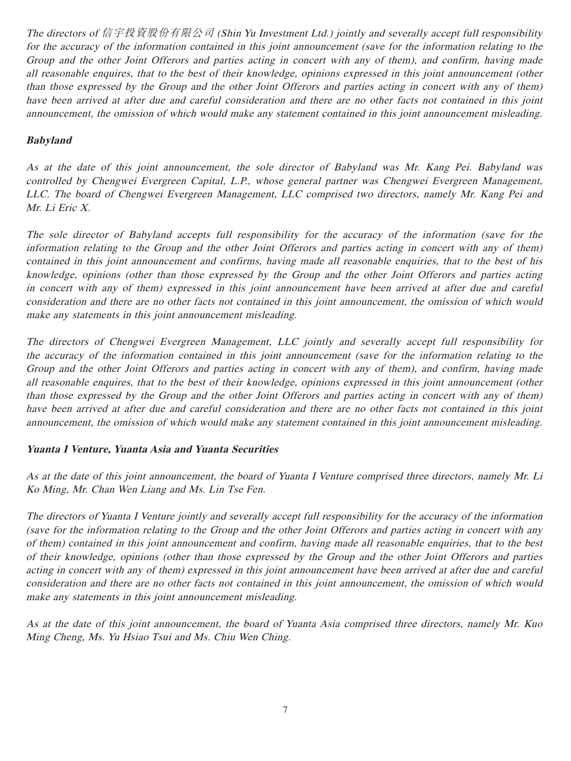*The directors of 信宇投資股份有限公司 (Shin Yu Investment Ltd.) jointly and severally accept full responsibility for the accuracy of the information contained in this joint announcement (save for the information relating to the Group and the other Joint Offerors and parties acting in concert with any of them), and confirm, having made all reasonable enquires, that to the best of their knowledge, opinions expressed in this joint announcement (other than those expressed by the Group and the other Joint Offerors and parties acting in concert with any of them) have been arrived at after due and careful consideration and there are no other facts not contained in this joint announcement, the omission of which would make any statement contained in this joint announcement misleading.*

***Babyland***

*As at the date of this joint announcement, the sole director of Babyland was Mr. Kang Pei. Babyland was controlled by Chengwei Evergreen Capital, L.P., whose general partner was Chengwei Evergreen Management, LLC. The board of Chengwei Evergreen Management, LLC comprised two directors, namely Mr. Kang Pei and Mr. Li Eric X.*

*The sole director of Babyland accepts full responsibility for the accuracy of the information (save for the information relating to the Group and the other Joint Offerors and parties acting in concert with any of them) contained in this joint announcement and confirms, having made all reasonable enquiries, that to the best of his knowledge, opinions (other than those expressed by the Group and the other Joint Offerors and parties acting in concert with any of them) expressed in this joint announcement have been arrived at after due and careful consideration and there are no other facts not contained in this joint announcement, the omission of which would make any statements in this joint announcement misleading.*

*The directors of Chengwei Evergreen Management, LLC jointly and severally accept full responsibility for the accuracy of the information contained in this joint announcement (save for the information relating to the Group and the other Joint Offerors and parties acting in concert with any of them), and confirm, having made all reasonable enquires, that to the best of their knowledge, opinions expressed in this joint announcement (other than those expressed by the Group and the other Joint Offerors and parties acting in concert with any of them) have been arrived at after due and careful consideration and there are no other facts not contained in this joint announcement, the omission of which would make any statement contained in this joint announcement misleading.*

***Yuanta I Venture, Yuanta Asia and Yuanta Securities***

*As at the date of this joint announcement, the board of Yuanta I Venture comprised three directors, namely Mr. Li Ko Ming, Mr. Chan Wen Liang and Ms. Lin Tse Fen.*

*The directors of Yuanta I Venture jointly and severally accept full responsibility for the accuracy of the information (save for the information relating to the Group and the other Joint Offerors and parties acting in concert with any of them) contained in this joint announcement and confirm, having made all reasonable enquiries, that to the best of their knowledge, opinions (other than those expressed by the Group and the other Joint Offerors and parties acting in concert with any of them) expressed in this joint announcement have been arrived at after due and careful consideration and there are no other facts not contained in this joint announcement, the omission of which would make any statements in this joint announcement misleading.*

*As at the date of this joint announcement, the board of Yuanta Asia comprised three directors, namely Mr. Kuo Ming Cheng, Ms. Yu Hsiao Tsui and Ms. Chiu Wen Ching.*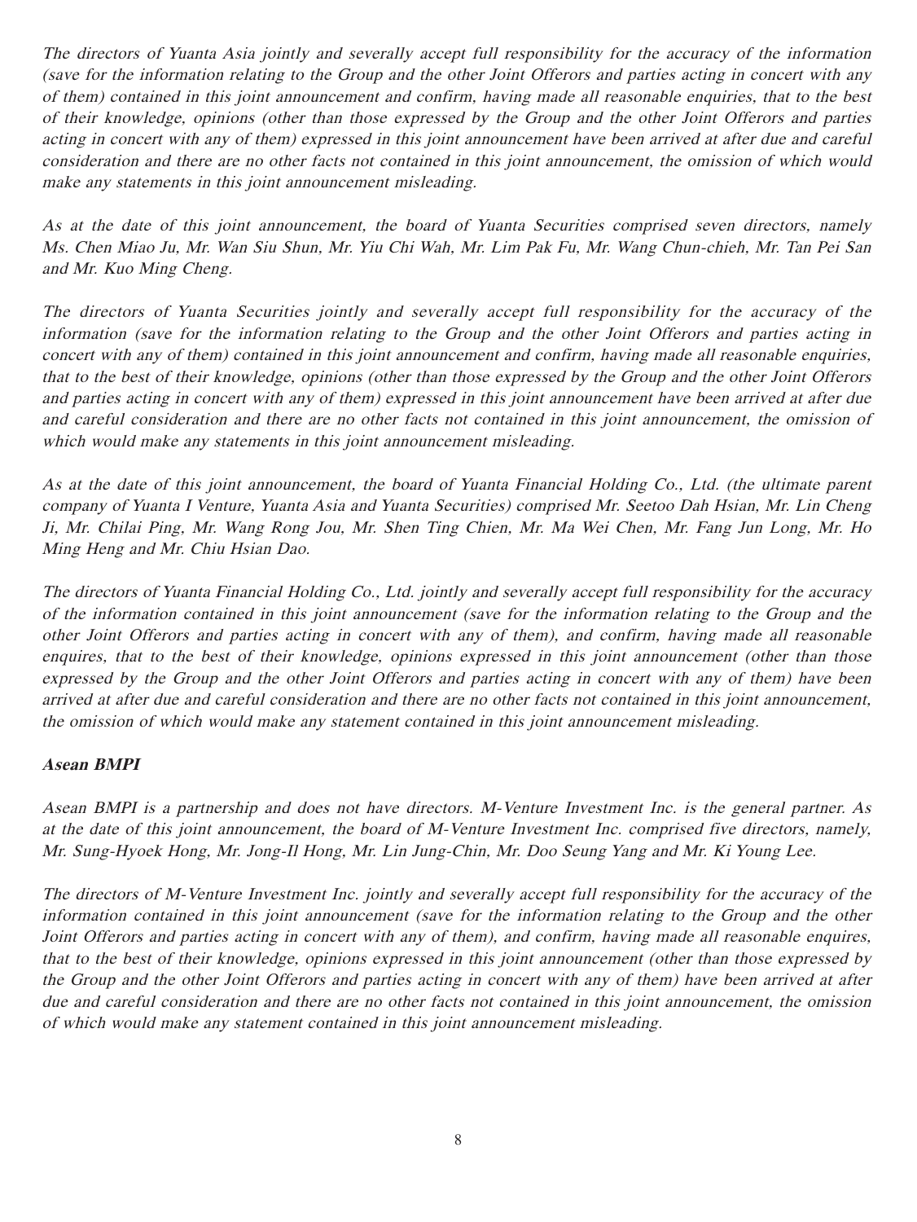*The directors of Yuanta Asia jointly and severally accept full responsibility for the accuracy of the information (save for the information relating to the Group and the other Joint Offerors and parties acting in concert with any of them) contained in this joint announcement and confirm, having made all reasonable enquiries, that to the best of their knowledge, opinions (other than those expressed by the Group and the other Joint Offerors and parties acting in concert with any of them) expressed in this joint announcement have been arrived at after due and careful consideration and there are no other facts not contained in this joint announcement, the omission of which would make any statements in this joint announcement misleading.*

*As at the date of this joint announcement, the board of Yuanta Securities comprised seven directors, namely Ms. Chen Miao Ju, Mr. Wan Siu Shun, Mr. Yiu Chi Wah, Mr. Lim Pak Fu, Mr. Wang Chun-chieh, Mr. Tan Pei San and Mr. Kuo Ming Cheng.*

*The directors of Yuanta Securities jointly and severally accept full responsibility for the accuracy of the information (save for the information relating to the Group and the other Joint Offerors and parties acting in concert with any of them) contained in this joint announcement and confirm, having made all reasonable enquiries, that to the best of their knowledge, opinions (other than those expressed by the Group and the other Joint Offerors and parties acting in concert with any of them) expressed in this joint announcement have been arrived at after due and careful consideration and there are no other facts not contained in this joint announcement, the omission of which would make any statements in this joint announcement misleading.*

*As at the date of this joint announcement, the board of Yuanta Financial Holding Co., Ltd. (the ultimate parent company of Yuanta I Venture, Yuanta Asia and Yuanta Securities) comprised Mr. Seetoo Dah Hsian, Mr. Lin Cheng Ji, Mr. Chilai Ping, Mr. Wang Rong Jou, Mr. Shen Ting Chien, Mr. Ma Wei Chen, Mr. Fang Jun Long, Mr. Ho Ming Heng and Mr. Chiu Hsian Dao.*

*The directors of Yuanta Financial Holding Co., Ltd. jointly and severally accept full responsibility for the accuracy of the information contained in this joint announcement (save for the information relating to the Group and the other Joint Offerors and parties acting in concert with any of them), and confirm, having made all reasonable enquires, that to the best of their knowledge, opinions expressed in this joint announcement (other than those expressed by the Group and the other Joint Offerors and parties acting in concert with any of them) have been arrived at after due and careful consideration and there are no other facts not contained in this joint announcement, the omission of which would make any statement contained in this joint announcement misleading.*

***Asean BMPI***

*Asean BMPI is a partnership and does not have directors. M-Venture Investment Inc. is the general partner. As at the date of this joint announcement, the board of M-Venture Investment Inc. comprised five directors, namely, Mr. Sung-Hyoek Hong, Mr. Jong-Il Hong, Mr. Lin Jung-Chin, Mr. Doo Seung Yang and Mr. Ki Young Lee.*

*The directors of M-Venture Investment Inc. jointly and severally accept full responsibility for the accuracy of the information contained in this joint announcement (save for the information relating to the Group and the other Joint Offerors and parties acting in concert with any of them), and confirm, having made all reasonable enquires, that to the best of their knowledge, opinions expressed in this joint announcement (other than those expressed by the Group and the other Joint Offerors and parties acting in concert with any of them) have been arrived at after due and careful consideration and there are no other facts not contained in this joint announcement, the omission of which would make any statement contained in this joint announcement misleading.*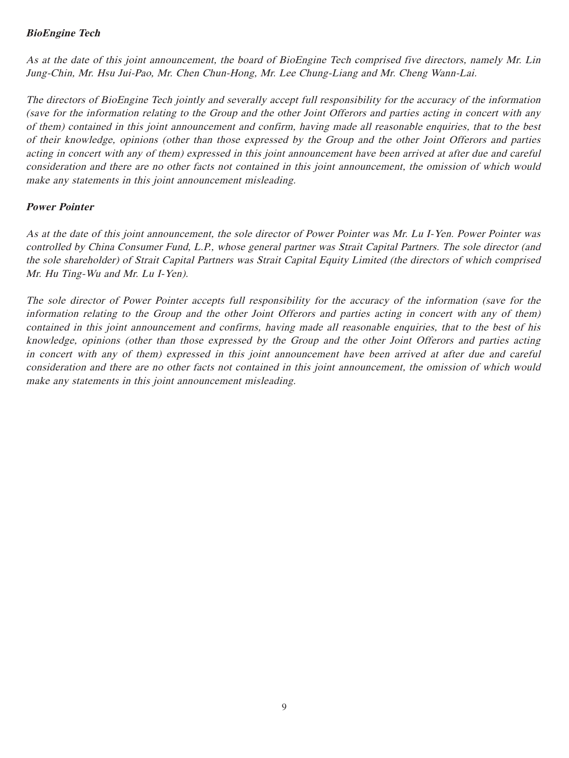***BioEngine Tech***

*As at the date of this joint announcement, the board of BioEngine Tech comprised five directors, namely Mr. Lin Jung-Chin, Mr. Hsu Jui-Pao, Mr. Chen Chun-Hong, Mr. Lee Chung-Liang and Mr. Cheng Wann-Lai.*

*The directors of BioEngine Tech jointly and severally accept full responsibility for the accuracy of the information (save for the information relating to the Group and the other Joint Offerors and parties acting in concert with any of them) contained in this joint announcement and confirm, having made all reasonable enquiries, that to the best of their knowledge, opinions (other than those expressed by the Group and the other Joint Offerors and parties acting in concert with any of them) expressed in this joint announcement have been arrived at after due and careful consideration and there are no other facts not contained in this joint announcement, the omission of which would make any statements in this joint announcement misleading.*

***Power Pointer***

*As at the date of this joint announcement, the sole director of Power Pointer was Mr. Lu I-Yen. Power Pointer was controlled by China Consumer Fund, L.P., whose general partner was Strait Capital Partners. The sole director (and the sole shareholder) of Strait Capital Partners was Strait Capital Equity Limited (the directors of which comprised Mr. Hu Ting-Wu and Mr. Lu I-Yen).*

*The sole director of Power Pointer accepts full responsibility for the accuracy of the information (save for the information relating to the Group and the other Joint Offerors and parties acting in concert with any of them) contained in this joint announcement and confirms, having made all reasonable enquiries, that to the best of his knowledge, opinions (other than those expressed by the Group and the other Joint Offerors and parties acting in concert with any of them) expressed in this joint announcement have been arrived at after due and careful consideration and there are no other facts not contained in this joint announcement, the omission of which would make any statements in this joint announcement misleading.*